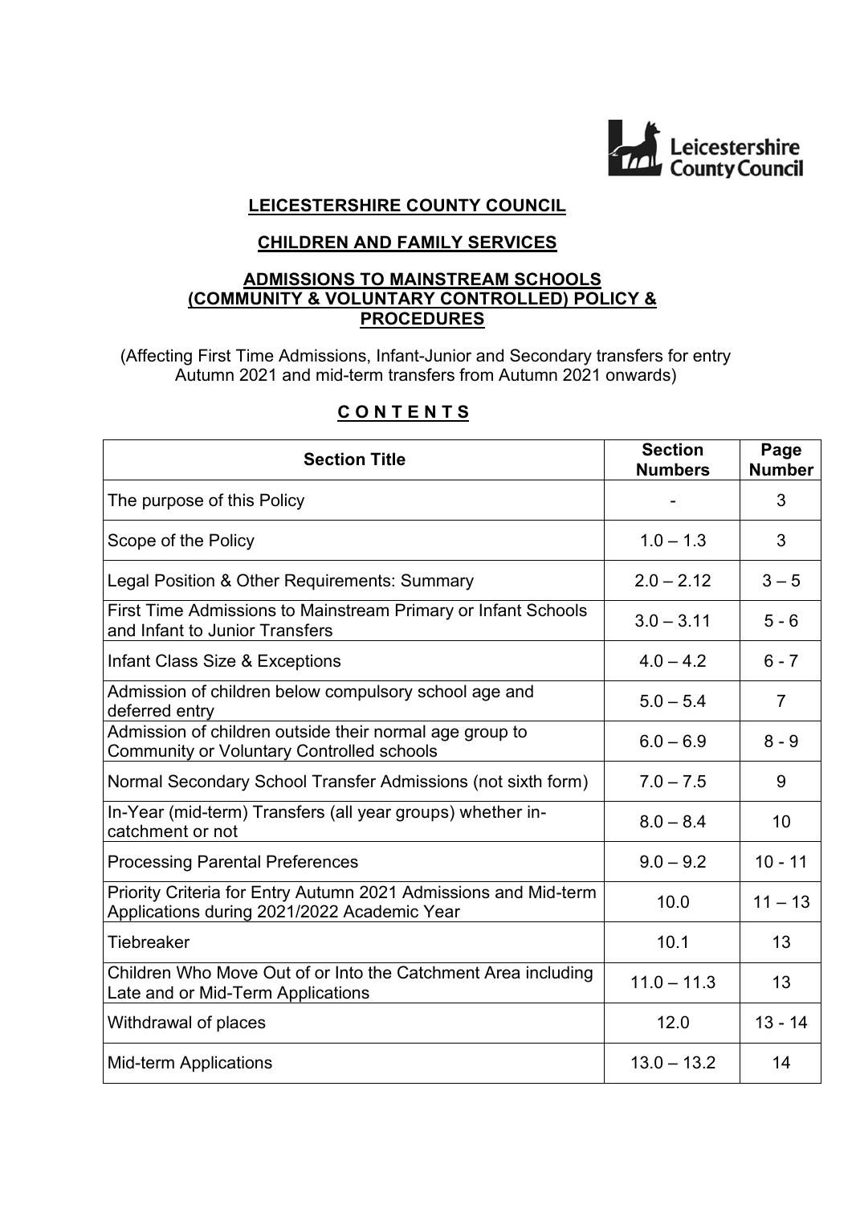# LEICESTERSHIRE COUNTY COUNCIL

## CHILDREN AND FAMILY SERVICES

## ADMISSIONS TO MAINSTREAM SCHOOLS (COMMUNITY & VOLUNTARY CONTROLLED) POLICY & PROCEDURES

(Affecting First Time Admissions, Infant-Junior and Secondary transfers for entry Autumn 2021 and mid-term transfers from Autumn 2021 onwards)

## C O N T E N T S

| Section Title | Section Numbers | Page Number |
|---|---|---|
| The purpose of this Policy | - | 3 |
| Scope of the Policy | 1.0 – 1.3 | 3 |
| Legal Position & Other Requirements: Summary | 2.0 – 2.12 | 3 – 5 |
| First Time Admissions to Mainstream Primary or Infant Schools and Infant to Junior Transfers | 3.0 – 3.11 | 5 - 6 |
| Infant Class Size & Exceptions | 4.0 – 4.2 | 6 - 7 |
| Admission of children below compulsory school age and deferred entry | 5.0 – 5.4 | 7 |
| Admission of children outside their normal age group to Community or Voluntary Controlled schools | 6.0 – 6.9 | 8 - 9 |
| Normal Secondary School Transfer Admissions (not sixth form) | 7.0 – 7.5 | 9 |
| In-Year (mid-term) Transfers (all year groups) whether in-catchment or not | 8.0 – 8.4 | 10 |
| Processing Parental Preferences | 9.0 – 9.2 | 10 - 11 |
| Priority Criteria for Entry Autumn 2021 Admissions and Mid-term Applications during 2021/2022 Academic Year | 10.0 | 11 – 13 |
| Tiebreaker | 10.1 | 13 |
| Children Who Move Out of or Into the Catchment Area including Late and or Mid-Term Applications | 11.0 – 11.3 | 13 |
| Withdrawal of places | 12.0 | 13 - 14 |
| Mid-term Applications | 13.0 – 13.2 | 14 |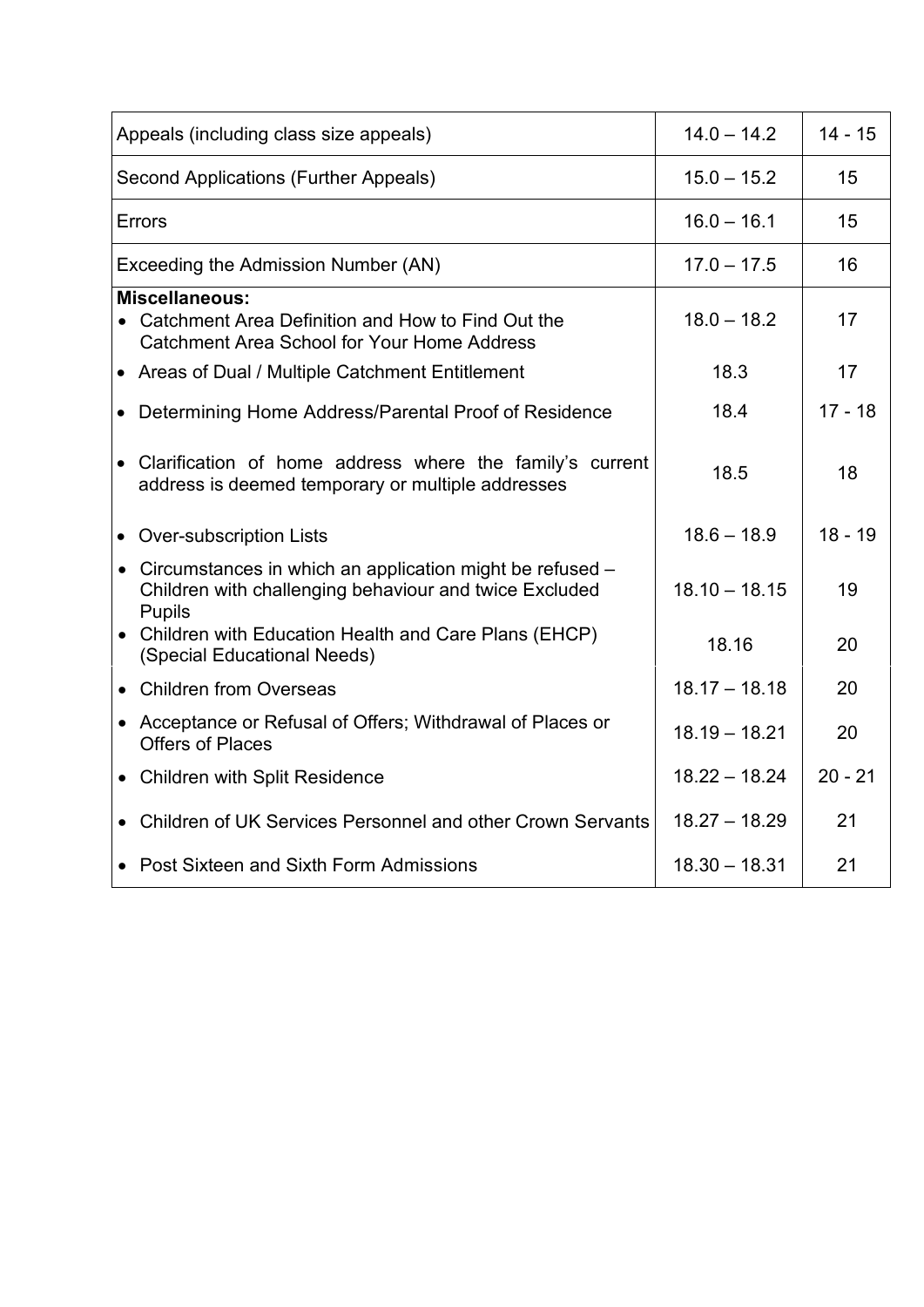| | | |
|---|---|---|
| Appeals (including class size appeals) | 14.0 – 14.2 | 14 - 15 |
| Second Applications (Further Appeals) | 15.0 – 15.2 | 15 |
| Errors | 16.0 – 16.1 | 15 |
| Exceeding the Admission Number (AN) | 17.0 – 17.5 | 16 |
| **Miscellaneous:** | | |
| • Catchment Area Definition and How to Find Out the Catchment Area School for Your Home Address | 18.0 – 18.2 | 17 |
| • Areas of Dual / Multiple Catchment Entitlement | 18.3 | 17 |
| • Determining Home Address/Parental Proof of Residence | 18.4 | 17 - 18 |
| • Clarification of home address where the family's current address is deemed temporary or multiple addresses | 18.5 | 18 |
| • Over-subscription Lists | 18.6 – 18.9 | 18 - 19 |
| • Circumstances in which an application might be refused – Children with challenging behaviour and twice Excluded Pupils | 18.10 – 18.15 | 19 |
| • Children with Education Health and Care Plans (EHCP) (Special Educational Needs) | 18.16 | 20 |
| • Children from Overseas | 18.17 – 18.18 | 20 |
| • Acceptance or Refusal of Offers; Withdrawal of Places or Offers of Places | 18.19 – 18.21 | 20 |
| • Children with Split Residence | 18.22 – 18.24 | 20 - 21 |
| • Children of UK Services Personnel and other Crown Servants | 18.27 – 18.29 | 21 |
| • Post Sixteen and Sixth Form Admissions | 18.30 – 18.31 | 21 |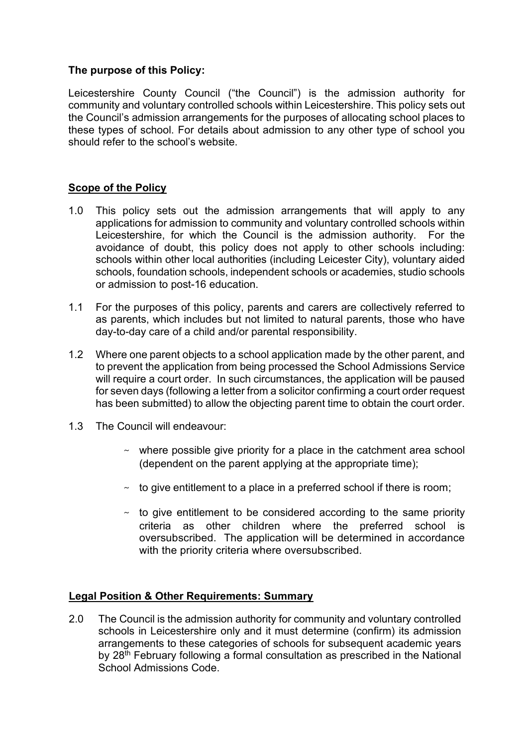**The purpose of this Policy:**

Leicestershire County Council ("the Council") is the admission authority for community and voluntary controlled schools within Leicestershire. This policy sets out the Council's admission arrangements for the purposes of allocating school places to these types of school. For details about admission to any other type of school you should refer to the school's website.

**Scope of the Policy**

1.0 This policy sets out the admission arrangements that will apply to any applications for admission to community and voluntary controlled schools within Leicestershire, for which the Council is the admission authority. For the avoidance of doubt, this policy does not apply to other schools including: schools within other local authorities (including Leicester City), voluntary aided schools, foundation schools, independent schools or academies, studio schools or admission to post-16 education.

1.1 For the purposes of this policy, parents and carers are collectively referred to as parents, which includes but not limited to natural parents, those who have day-to-day care of a child and/or parental responsibility.

1.2 Where one parent objects to a school application made by the other parent, and to prevent the application from being processed the School Admissions Service will require a court order. In such circumstances, the application will be paused for seven days (following a letter from a solicitor confirming a court order request has been submitted) to allow the objecting parent time to obtain the court order.

1.3 The Council will endeavour:

- where possible give priority for a place in the catchment area school (dependent on the parent applying at the appropriate time);
- to give entitlement to a place in a preferred school if there is room;
- to give entitlement to be considered according to the same priority criteria as other children where the preferred school is oversubscribed. The application will be determined in accordance with the priority criteria where oversubscribed.

**Legal Position & Other Requirements: Summary**

2.0 The Council is the admission authority for community and voluntary controlled schools in Leicestershire only and it must determine (confirm) its admission arrangements to these categories of schools for subsequent academic years by 28th February following a formal consultation as prescribed in the National School Admissions Code.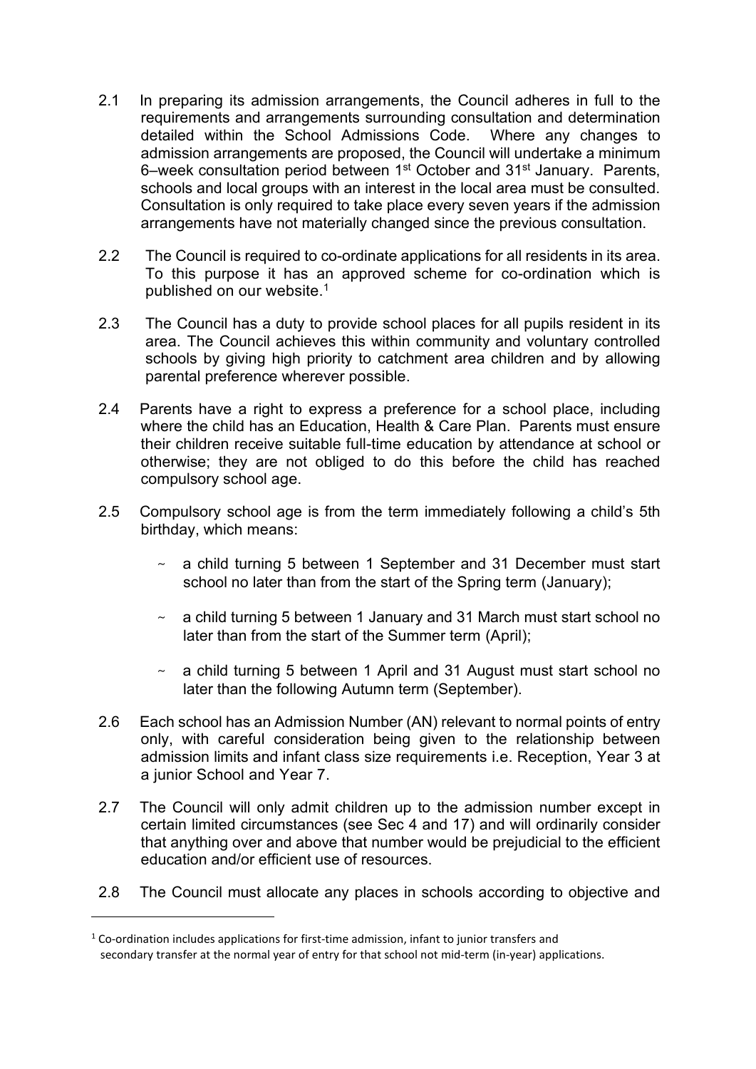2.1 In preparing its admission arrangements, the Council adheres in full to the requirements and arrangements surrounding consultation and determination detailed within the School Admissions Code. Where any changes to admission arrangements are proposed, the Council will undertake a minimum 6–week consultation period between 1st October and 31st January. Parents, schools and local groups with an interest in the local area must be consulted. Consultation is only required to take place every seven years if the admission arrangements have not materially changed since the previous consultation.

2.2 The Council is required to co-ordinate applications for all residents in its area. To this purpose it has an approved scheme for co-ordination which is published on our website.[1]

2.3 The Council has a duty to provide school places for all pupils resident in its area. The Council achieves this within community and voluntary controlled schools by giving high priority to catchment area children and by allowing parental preference wherever possible.

2.4 Parents have a right to express a preference for a school place, including where the child has an Education, Health & Care Plan. Parents must ensure their children receive suitable full-time education by attendance at school or otherwise; they are not obliged to do this before the child has reached compulsory school age.

2.5 Compulsory school age is from the term immediately following a child's 5th birthday, which means:

- a child turning 5 between 1 September and 31 December must start school no later than from the start of the Spring term (January);
- a child turning 5 between 1 January and 31 March must start school no later than from the start of the Summer term (April);
- a child turning 5 between 1 April and 31 August must start school no later than the following Autumn term (September).

2.6 Each school has an Admission Number (AN) relevant to normal points of entry only, with careful consideration being given to the relationship between admission limits and infant class size requirements i.e. Reception, Year 3 at a junior School and Year 7.

2.7 The Council will only admit children up to the admission number except in certain limited circumstances (see Sec 4 and 17) and will ordinarily consider that anything over and above that number would be prejudicial to the efficient education and/or efficient use of resources.

2.8 The Council must allocate any places in schools according to objective and

[1] Co-ordination includes applications for first-time admission, infant to junior transfers and secondary transfer at the normal year of entry for that school not mid-term (in-year) applications.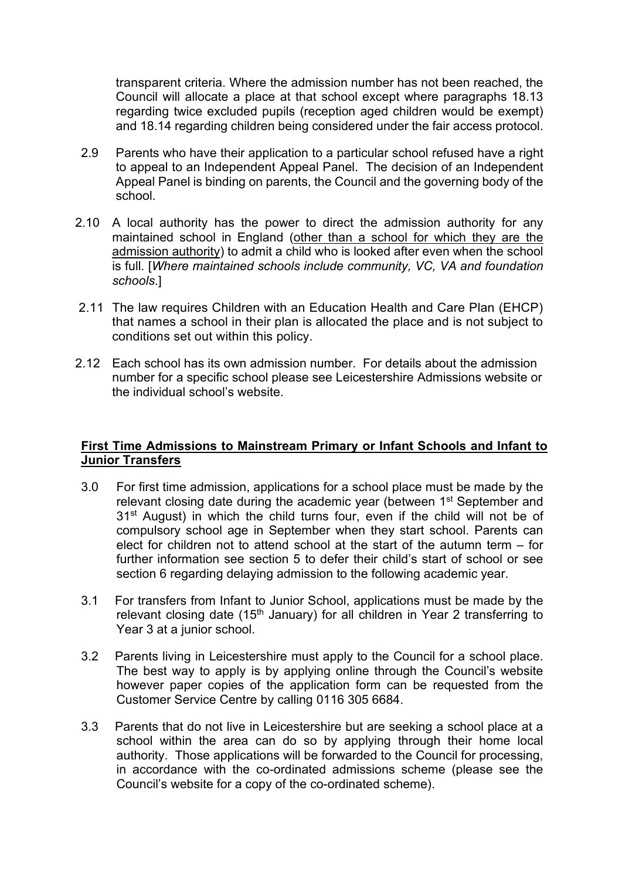transparent criteria. Where the admission number has not been reached, the Council will allocate a place at that school except where paragraphs 18.13 regarding twice excluded pupils (reception aged children would be exempt) and 18.14 regarding children being considered under the fair access protocol.

2.9 Parents who have their application to a particular school refused have a right to appeal to an Independent Appeal Panel. The decision of an Independent Appeal Panel is binding on parents, the Council and the governing body of the school.

2.10 A local authority has the power to direct the admission authority for any maintained school in England (<u>other than a school for which they are the admission authority</u>) to admit a child who is looked after even when the school is full. [*Where maintained schools include community, VC, VA and foundation schools*.]

2.11 The law requires Children with an Education Health and Care Plan (EHCP) that names a school in their plan is allocated the place and is not subject to conditions set out within this policy.

2.12 Each school has its own admission number. For details about the admission number for a specific school please see Leicestershire Admissions website or the individual school's website.

## First Time Admissions to Mainstream Primary or Infant Schools and Infant to Junior Transfers

3.0 For first time admission, applications for a school place must be made by the relevant closing date during the academic year (between 1st September and 31st August) in which the child turns four, even if the child will not be of compulsory school age in September when they start school. Parents can elect for children not to attend school at the start of the autumn term – for further information see section 5 to defer their child's start of school or see section 6 regarding delaying admission to the following academic year.

3.1 For transfers from Infant to Junior School, applications must be made by the relevant closing date (15th January) for all children in Year 2 transferring to Year 3 at a junior school.

3.2 Parents living in Leicestershire must apply to the Council for a school place. The best way to apply is by applying online through the Council's website however paper copies of the application form can be requested from the Customer Service Centre by calling 0116 305 6684.

3.3 Parents that do not live in Leicestershire but are seeking a school place at a school within the area can do so by applying through their home local authority. Those applications will be forwarded to the Council for processing, in accordance with the co-ordinated admissions scheme (please see the Council's website for a copy of the co-ordinated scheme).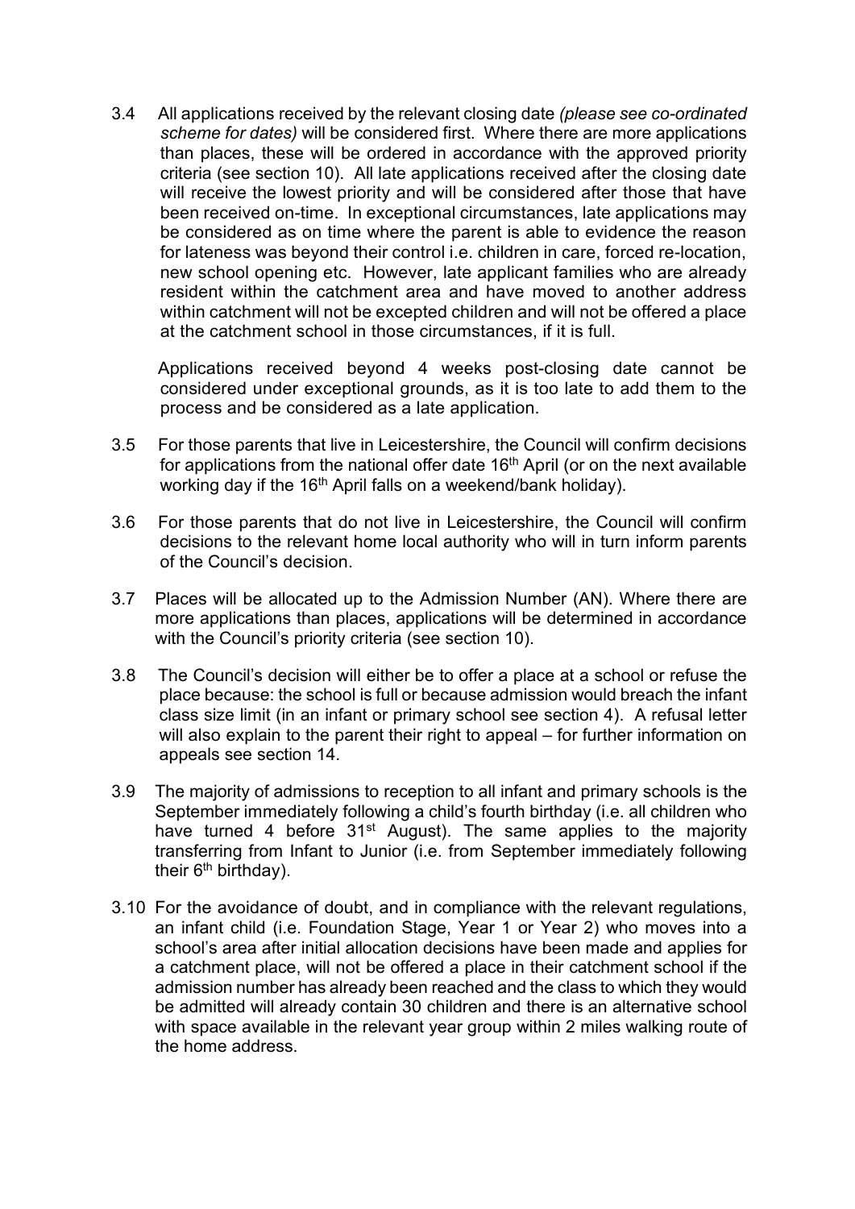3.4 All applications received by the relevant closing date *(please see co-ordinated scheme for dates)* will be considered first. Where there are more applications than places, these will be ordered in accordance with the approved priority criteria (see section 10). All late applications received after the closing date will receive the lowest priority and will be considered after those that have been received on-time. In exceptional circumstances, late applications may be considered as on time where the parent is able to evidence the reason for lateness was beyond their control i.e. children in care, forced re-location, new school opening etc. However, late applicant families who are already resident within the catchment area and have moved to another address within catchment will not be excepted children and will not be offered a place at the catchment school in those circumstances, if it is full.

Applications received beyond 4 weeks post-closing date cannot be considered under exceptional grounds, as it is too late to add them to the process and be considered as a late application.

3.5 For those parents that live in Leicestershire, the Council will confirm decisions for applications from the national offer date 16th April (or on the next available working day if the 16th April falls on a weekend/bank holiday).

3.6 For those parents that do not live in Leicestershire, the Council will confirm decisions to the relevant home local authority who will in turn inform parents of the Council's decision.

3.7 Places will be allocated up to the Admission Number (AN). Where there are more applications than places, applications will be determined in accordance with the Council's priority criteria (see section 10).

3.8 The Council's decision will either be to offer a place at a school or refuse the place because: the school is full or because admission would breach the infant class size limit (in an infant or primary school see section 4). A refusal letter will also explain to the parent their right to appeal – for further information on appeals see section 14.

3.9 The majority of admissions to reception to all infant and primary schools is the September immediately following a child's fourth birthday (i.e. all children who have turned 4 before 31st August). The same applies to the majority transferring from Infant to Junior (i.e. from September immediately following their 6th birthday).

3.10 For the avoidance of doubt, and in compliance with the relevant regulations, an infant child (i.e. Foundation Stage, Year 1 or Year 2) who moves into a school's area after initial allocation decisions have been made and applies for a catchment place, will not be offered a place in their catchment school if the admission number has already been reached and the class to which they would be admitted will already contain 30 children and there is an alternative school with space available in the relevant year group within 2 miles walking route of the home address.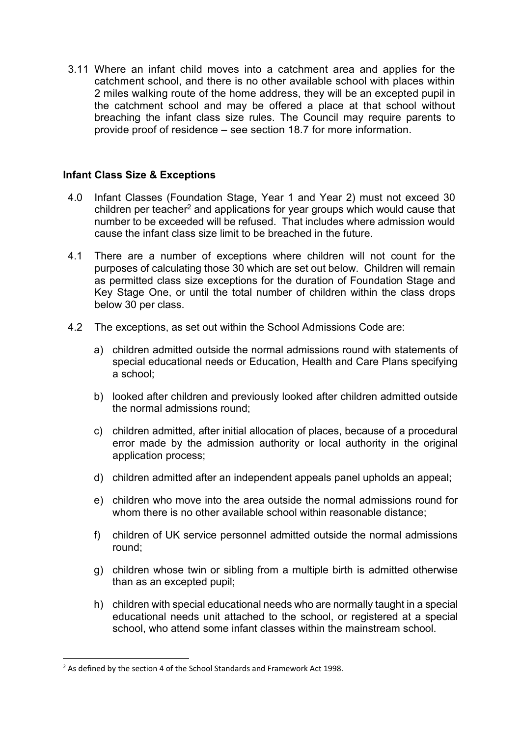3.11 Where an infant child moves into a catchment area and applies for the catchment school, and there is no other available school with places within 2 miles walking route of the home address, they will be an excepted pupil in the catchment school and may be offered a place at that school without breaching the infant class size rules. The Council may require parents to provide proof of residence – see section 18.7 for more information.

**Infant Class Size & Exceptions**

4.0 Infant Classes (Foundation Stage, Year 1 and Year 2) must not exceed 30 children per teacher[2] and applications for year groups which would cause that number to be exceeded will be refused. That includes where admission would cause the infant class size limit to be breached in the future.

4.1 There are a number of exceptions where children will not count for the purposes of calculating those 30 which are set out below. Children will remain as permitted class size exceptions for the duration of Foundation Stage and Key Stage One, or until the total number of children within the class drops below 30 per class.

4.2 The exceptions, as set out within the School Admissions Code are:

a) children admitted outside the normal admissions round with statements of special educational needs or Education, Health and Care Plans specifying a school;

b) looked after children and previously looked after children admitted outside the normal admissions round;

c) children admitted, after initial allocation of places, because of a procedural error made by the admission authority or local authority in the original application process;

d) children admitted after an independent appeals panel upholds an appeal;

e) children who move into the area outside the normal admissions round for whom there is no other available school within reasonable distance;

f) children of UK service personnel admitted outside the normal admissions round;

g) children whose twin or sibling from a multiple birth is admitted otherwise than as an excepted pupil;

h) children with special educational needs who are normally taught in a special educational needs unit attached to the school, or registered at a special school, who attend some infant classes within the mainstream school.

[2] As defined by the section 4 of the School Standards and Framework Act 1998.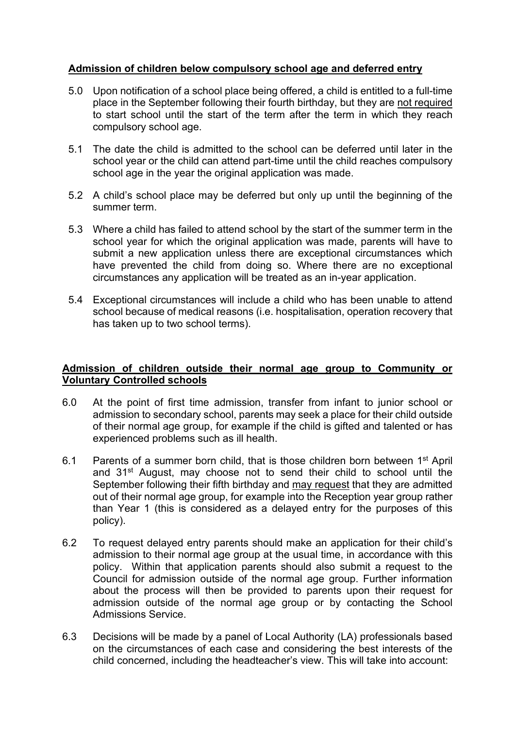**Admission of children below compulsory school age and deferred entry**

5.0 Upon notification of a school place being offered, a child is entitled to a full-time place in the September following their fourth birthday, but they are not required to start school until the start of the term after the term in which they reach compulsory school age.

5.1 The date the child is admitted to the school can be deferred until later in the school year or the child can attend part-time until the child reaches compulsory school age in the year the original application was made.

5.2 A child's school place may be deferred but only up until the beginning of the summer term.

5.3 Where a child has failed to attend school by the start of the summer term in the school year for which the original application was made, parents will have to submit a new application unless there are exceptional circumstances which have prevented the child from doing so. Where there are no exceptional circumstances any application will be treated as an in-year application.

5.4 Exceptional circumstances will include a child who has been unable to attend school because of medical reasons (i.e. hospitalisation, operation recovery that has taken up to two school terms).

**Admission of children outside their normal age group to Community or Voluntary Controlled schools**

6.0 At the point of first time admission, transfer from infant to junior school or admission to secondary school, parents may seek a place for their child outside of their normal age group, for example if the child is gifted and talented or has experienced problems such as ill health.

6.1 Parents of a summer born child, that is those children born between 1st April and 31st August, may choose not to send their child to school until the September following their fifth birthday and may request that they are admitted out of their normal age group, for example into the Reception year group rather than Year 1 (this is considered as a delayed entry for the purposes of this policy).

6.2 To request delayed entry parents should make an application for their child's admission to their normal age group at the usual time, in accordance with this policy. Within that application parents should also submit a request to the Council for admission outside of the normal age group. Further information about the process will then be provided to parents upon their request for admission outside of the normal age group or by contacting the School Admissions Service.

6.3 Decisions will be made by a panel of Local Authority (LA) professionals based on the circumstances of each case and considering the best interests of the child concerned, including the headteacher's view. This will take into account: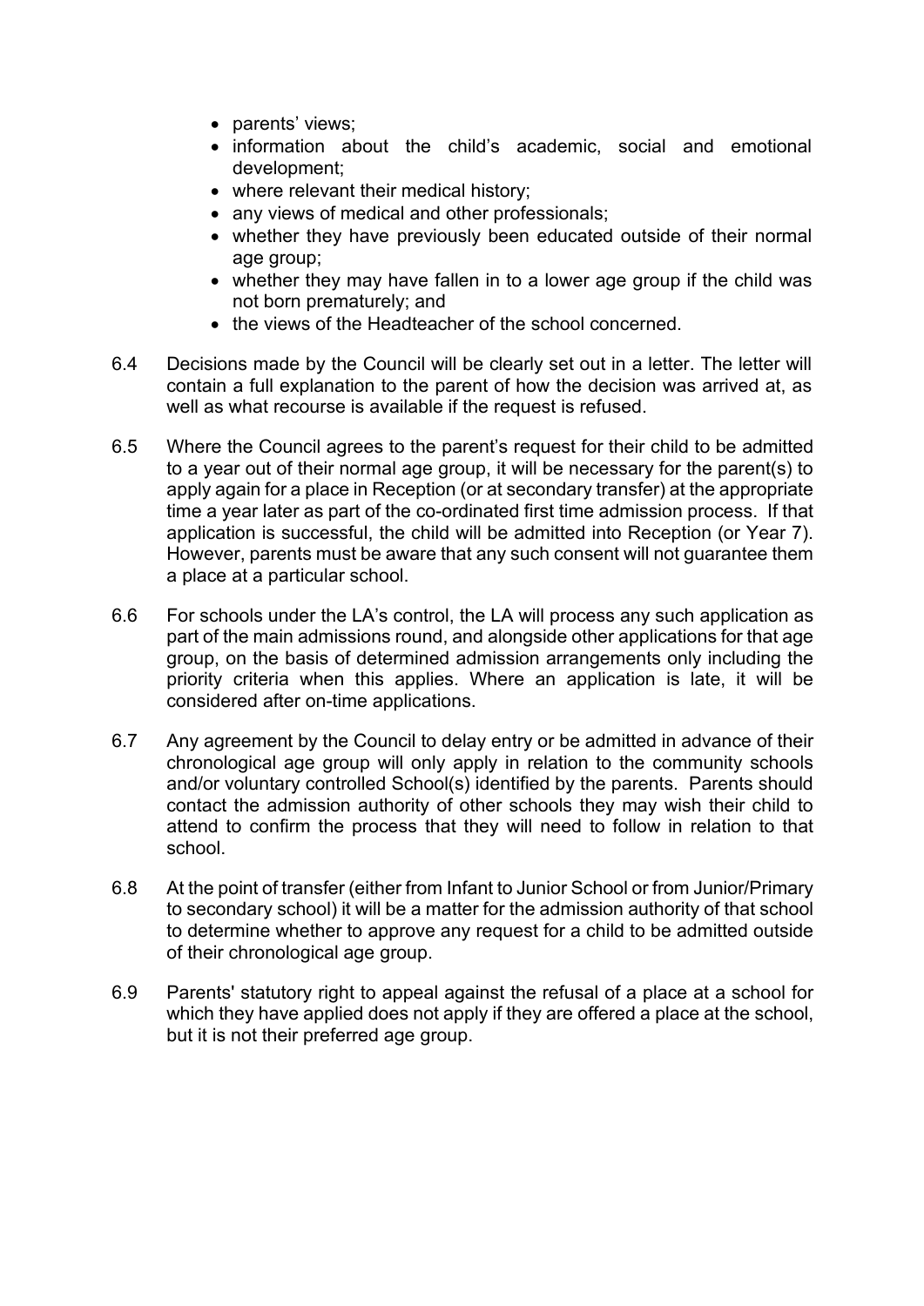- parents' views;
- information about the child's academic, social and emotional development;
- where relevant their medical history;
- any views of medical and other professionals;
- whether they have previously been educated outside of their normal age group;
- whether they may have fallen in to a lower age group if the child was not born prematurely; and
- the views of the Headteacher of the school concerned.

6.4 Decisions made by the Council will be clearly set out in a letter. The letter will contain a full explanation to the parent of how the decision was arrived at, as well as what recourse is available if the request is refused.

6.5 Where the Council agrees to the parent's request for their child to be admitted to a year out of their normal age group, it will be necessary for the parent(s) to apply again for a place in Reception (or at secondary transfer) at the appropriate time a year later as part of the co-ordinated first time admission process. If that application is successful, the child will be admitted into Reception (or Year 7). However, parents must be aware that any such consent will not guarantee them a place at a particular school.

6.6 For schools under the LA's control, the LA will process any such application as part of the main admissions round, and alongside other applications for that age group, on the basis of determined admission arrangements only including the priority criteria when this applies. Where an application is late, it will be considered after on-time applications.

6.7 Any agreement by the Council to delay entry or be admitted in advance of their chronological age group will only apply in relation to the community schools and/or voluntary controlled School(s) identified by the parents. Parents should contact the admission authority of other schools they may wish their child to attend to confirm the process that they will need to follow in relation to that school.

6.8 At the point of transfer (either from Infant to Junior School or from Junior/Primary to secondary school) it will be a matter for the admission authority of that school to determine whether to approve any request for a child to be admitted outside of their chronological age group.

6.9 Parents' statutory right to appeal against the refusal of a place at a school for which they have applied does not apply if they are offered a place at the school, but it is not their preferred age group.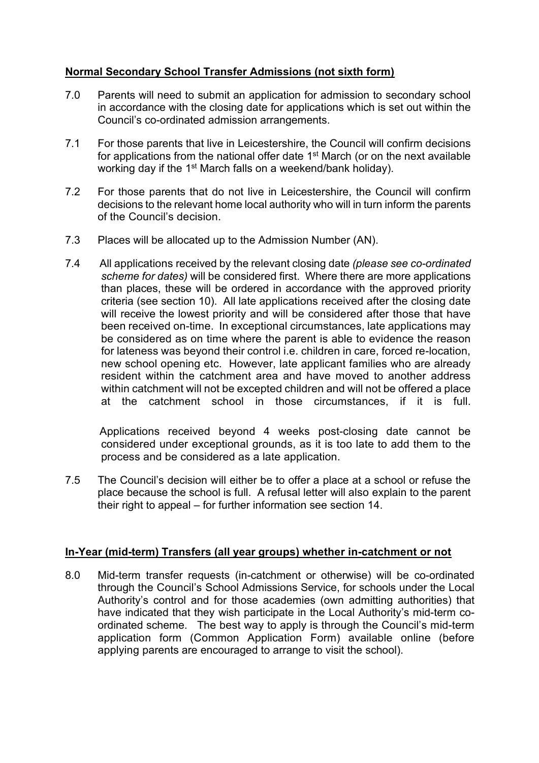**Normal Secondary School Transfer Admissions (not sixth form)**

7.0 Parents will need to submit an application for admission to secondary school in accordance with the closing date for applications which is set out within the Council's co-ordinated admission arrangements.

7.1 For those parents that live in Leicestershire, the Council will confirm decisions for applications from the national offer date 1st March (or on the next available working day if the 1st March falls on a weekend/bank holiday).

7.2 For those parents that do not live in Leicestershire, the Council will confirm decisions to the relevant home local authority who will in turn inform the parents of the Council's decision.

7.3 Places will be allocated up to the Admission Number (AN).

7.4 All applications received by the relevant closing date *(please see co-ordinated scheme for dates)* will be considered first. Where there are more applications than places, these will be ordered in accordance with the approved priority criteria (see section 10). All late applications received after the closing date will receive the lowest priority and will be considered after those that have been received on-time. In exceptional circumstances, late applications may be considered as on time where the parent is able to evidence the reason for lateness was beyond their control i.e. children in care, forced re-location, new school opening etc. However, late applicant families who are already resident within the catchment area and have moved to another address within catchment will not be excepted children and will not be offered a place at the catchment school in those circumstances, if it is full.

Applications received beyond 4 weeks post-closing date cannot be considered under exceptional grounds, as it is too late to add them to the process and be considered as a late application.

7.5 The Council's decision will either be to offer a place at a school or refuse the place because the school is full. A refusal letter will also explain to the parent their right to appeal – for further information see section 14.

**In-Year (mid-term) Transfers (all year groups) whether in-catchment or not**

8.0 Mid-term transfer requests (in-catchment or otherwise) will be co-ordinated through the Council's School Admissions Service, for schools under the Local Authority's control and for those academies (own admitting authorities) that have indicated that they wish participate in the Local Authority's mid-term co-ordinated scheme. The best way to apply is through the Council's mid-term application form (Common Application Form) available online (before applying parents are encouraged to arrange to visit the school).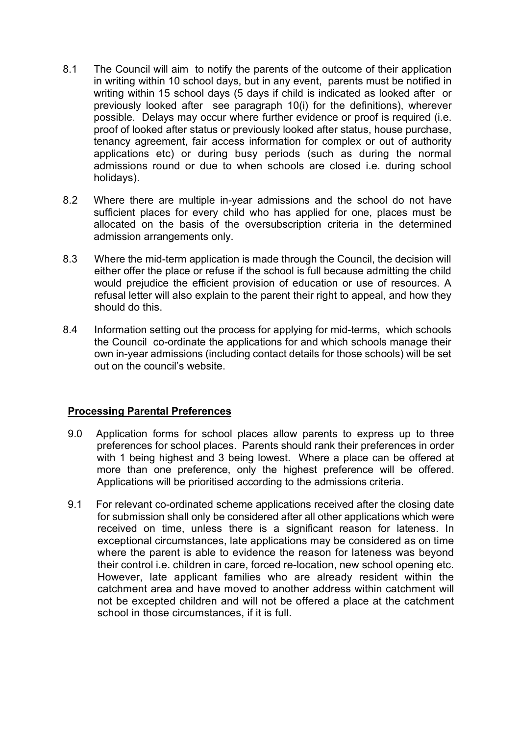8.1 The Council will aim to notify the parents of the outcome of their application in writing within 10 school days, but in any event, parents must be notified in writing within 15 school days (5 days if child is indicated as looked after or previously looked after see paragraph 10(i) for the definitions), wherever possible. Delays may occur where further evidence or proof is required (i.e. proof of looked after status or previously looked after status, house purchase, tenancy agreement, fair access information for complex or out of authority applications etc) or during busy periods (such as during the normal admissions round or due to when schools are closed i.e. during school holidays).

8.2 Where there are multiple in-year admissions and the school do not have sufficient places for every child who has applied for one, places must be allocated on the basis of the oversubscription criteria in the determined admission arrangements only.

8.3 Where the mid-term application is made through the Council, the decision will either offer the place or refuse if the school is full because admitting the child would prejudice the efficient provision of education or use of resources. A refusal letter will also explain to the parent their right to appeal, and how they should do this.

8.4 Information setting out the process for applying for mid-terms, which schools the Council co-ordinate the applications for and which schools manage their own in-year admissions (including contact details for those schools) will be set out on the council's website.

## Processing Parental Preferences

9.0 Application forms for school places allow parents to express up to three preferences for school places. Parents should rank their preferences in order with 1 being highest and 3 being lowest. Where a place can be offered at more than one preference, only the highest preference will be offered. Applications will be prioritised according to the admissions criteria.

9.1 For relevant co-ordinated scheme applications received after the closing date for submission shall only be considered after all other applications which were received on time, unless there is a significant reason for lateness. In exceptional circumstances, late applications may be considered as on time where the parent is able to evidence the reason for lateness was beyond their control i.e. children in care, forced re-location, new school opening etc. However, late applicant families who are already resident within the catchment area and have moved to another address within catchment will not be excepted children and will not be offered a place at the catchment school in those circumstances, if it is full.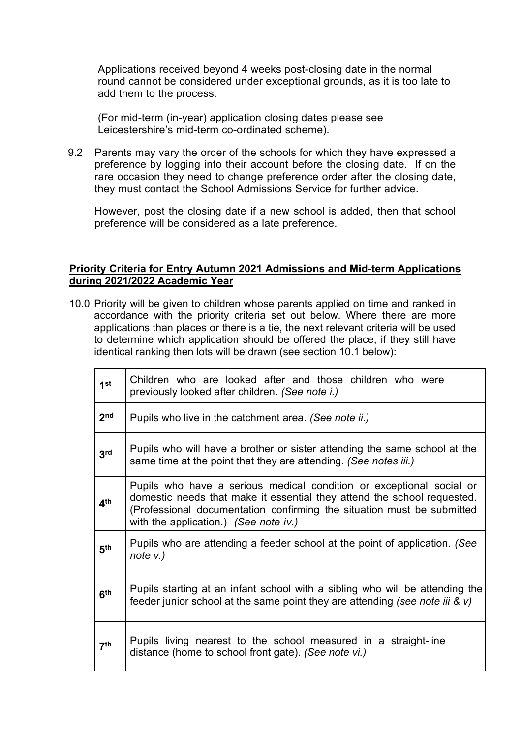Applications received beyond 4 weeks post-closing date in the normal round cannot be considered under exceptional grounds, as it is too late to add them to the process.

(For mid-term (in-year) application closing dates please see Leicestershire's mid-term co-ordinated scheme).

9.2 Parents may vary the order of the schools for which they have expressed a preference by logging into their account before the closing date. If on the rare occasion they need to change preference order after the closing date, they must contact the School Admissions Service for further advice.

However, post the closing date if a new school is added, then that school preference will be considered as a late preference.

**Priority Criteria for Entry Autumn 2021 Admissions and Mid-term Applications during 2021/2022 Academic Year**

10.0 Priority will be given to children whose parents applied on time and ranked in accordance with the priority criteria set out below. Where there are more applications than places or there is a tie, the next relevant criteria will be used to determine which application should be offered the place, if they still have identical ranking then lots will be drawn (see section 10.1 below):

| | |
|---|---|
| 1st | Children who are looked after and those children who were previously looked after children. *(See note i.)* |
| 2nd | Pupils who live in the catchment area. *(See note ii.)* |
| 3rd | Pupils who will have a brother or sister attending the same school at the same time at the point that they are attending. *(See notes iii.)* |
| 4th | Pupils who have a serious medical condition or exceptional social or domestic needs that make it essential they attend the school requested. (Professional documentation confirming the situation must be submitted with the application.) *(See note iv.)* |
| 5th | Pupils who are attending a feeder school at the point of application. *(See note v.)* |
| 6th | Pupils starting at an infant school with a sibling who will be attending the feeder junior school at the same point they are attending *(see note iii & v)* |
| 7th | Pupils living nearest to the school measured in a straight-line distance (home to school front gate). *(See note vi.)* |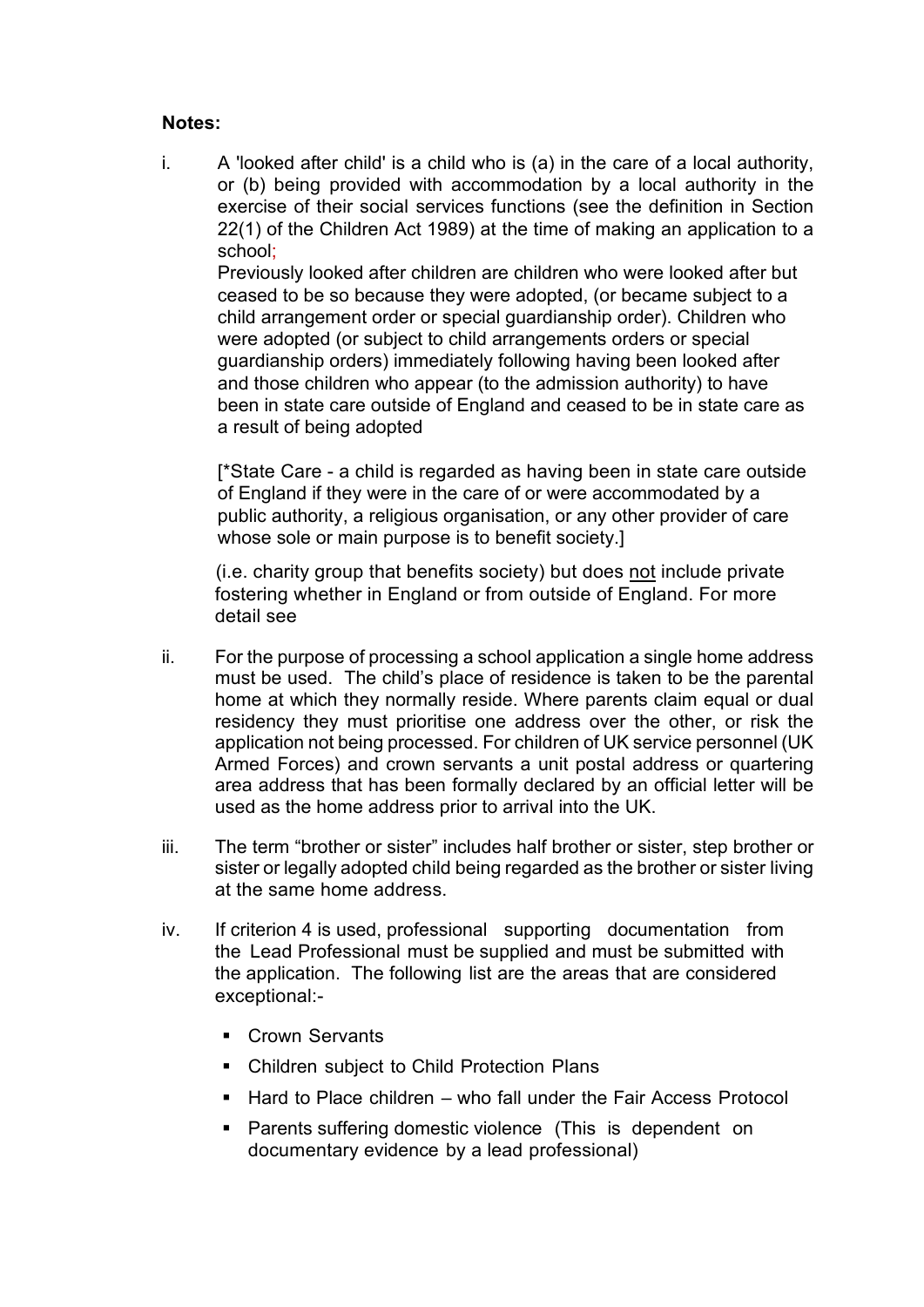**Notes:**

i. A 'looked after child' is a child who is (a) in the care of a local authority, or (b) being provided with accommodation by a local authority in the exercise of their social services functions (see the definition in Section 22(1) of the Children Act 1989) at the time of making an application to a school;

Previously looked after children are children who were looked after but ceased to be so because they were adopted, (or became subject to a child arrangement order or special guardianship order). Children who were adopted (or subject to child arrangements orders or special guardianship orders) immediately following having been looked after and those children who appear (to the admission authority) to have been in state care outside of England and ceased to be in state care as a result of being adopted

[*State Care - a child is regarded as having been in state care outside of England if they were in the care of or were accommodated by a public authority, a religious organisation, or any other provider of care whose sole or main purpose is to benefit society.]

(i.e. charity group that benefits society) but does <u>not</u> include private fostering whether in England or from outside of England. For more detail see

ii. For the purpose of processing a school application a single home address must be used. The child's place of residence is taken to be the parental home at which they normally reside. Where parents claim equal or dual residency they must prioritise one address over the other, or risk the application not being processed. For children of UK service personnel (UK Armed Forces) and crown servants a unit postal address or quartering area address that has been formally declared by an official letter will be used as the home address prior to arrival into the UK.

iii. The term "brother or sister" includes half brother or sister, step brother or sister or legally adopted child being regarded as the brother or sister living at the same home address.

iv. If criterion 4 is used, professional supporting documentation from the Lead Professional must be supplied and must be submitted with the application. The following list are the areas that are considered exceptional:-

- Crown Servants
- Children subject to Child Protection Plans
- Hard to Place children – who fall under the Fair Access Protocol
- Parents suffering domestic violence (This is dependent on documentary evidence by a lead professional)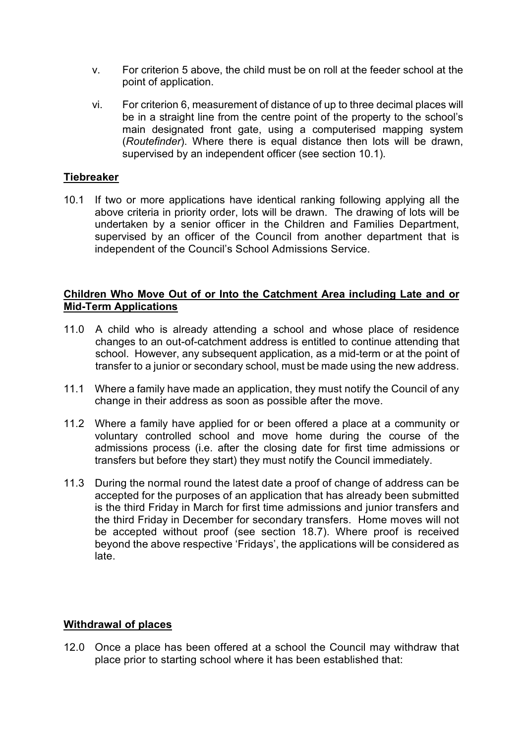v. For criterion 5 above, the child must be on roll at the feeder school at the point of application.

vi. For criterion 6, measurement of distance of up to three decimal places will be in a straight line from the centre point of the property to the school's main designated front gate, using a computerised mapping system (*Routefinder*). Where there is equal distance then lots will be drawn, supervised by an independent officer (see section 10.1).

**Tiebreaker**

10.1 If two or more applications have identical ranking following applying all the above criteria in priority order, lots will be drawn. The drawing of lots will be undertaken by a senior officer in the Children and Families Department, supervised by an officer of the Council from another department that is independent of the Council's School Admissions Service.

**Children Who Move Out of or Into the Catchment Area including Late and or Mid-Term Applications**

11.0 A child who is already attending a school and whose place of residence changes to an out-of-catchment address is entitled to continue attending that school. However, any subsequent application, as a mid-term or at the point of transfer to a junior or secondary school, must be made using the new address.

11.1 Where a family have made an application, they must notify the Council of any change in their address as soon as possible after the move.

11.2 Where a family have applied for or been offered a place at a community or voluntary controlled school and move home during the course of the admissions process (i.e. after the closing date for first time admissions or transfers but before they start) they must notify the Council immediately.

11.3 During the normal round the latest date a proof of change of address can be accepted for the purposes of an application that has already been submitted is the third Friday in March for first time admissions and junior transfers and the third Friday in December for secondary transfers. Home moves will not be accepted without proof (see section 18.7). Where proof is received beyond the above respective 'Fridays', the applications will be considered as late.

**Withdrawal of places**

12.0 Once a place has been offered at a school the Council may withdraw that place prior to starting school where it has been established that: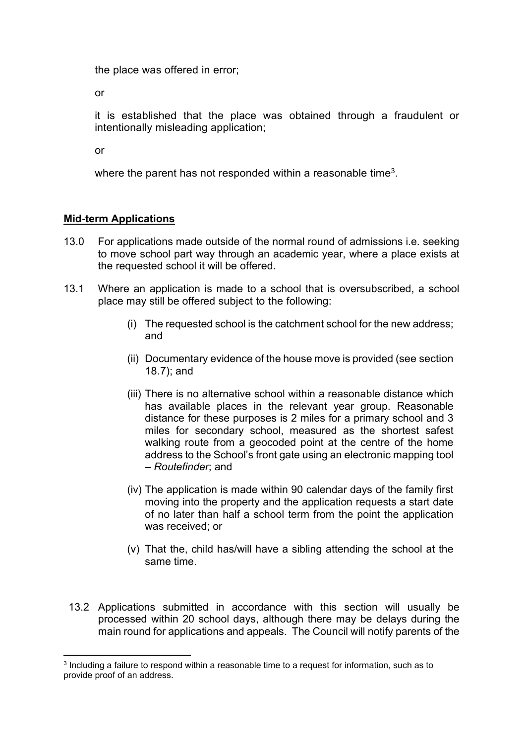the place was offered in error;

or

it is established that the place was obtained through a fraudulent or intentionally misleading application;

or

where the parent has not responded within a reasonable time[3].

**Mid-term Applications**

13.0 For applications made outside of the normal round of admissions i.e. seeking to move school part way through an academic year, where a place exists at the requested school it will be offered.

13.1 Where an application is made to a school that is oversubscribed, a school place may still be offered subject to the following:

(i) The requested school is the catchment school for the new address; and

(ii) Documentary evidence of the house move is provided (see section 18.7); and

(iii) There is no alternative school within a reasonable distance which has available places in the relevant year group. Reasonable distance for these purposes is 2 miles for a primary school and 3 miles for secondary school, measured as the shortest safest walking route from a geocoded point at the centre of the home address to the School's front gate using an electronic mapping tool – *Routefinder*; and

(iv) The application is made within 90 calendar days of the family first moving into the property and the application requests a start date of no later than half a school term from the point the application was received; or

(v) That the, child has/will have a sibling attending the school at the same time.

13.2 Applications submitted in accordance with this section will usually be processed within 20 school days, although there may be delays during the main round for applications and appeals. The Council will notify parents of the

[3] Including a failure to respond within a reasonable time to a request for information, such as to provide proof of an address.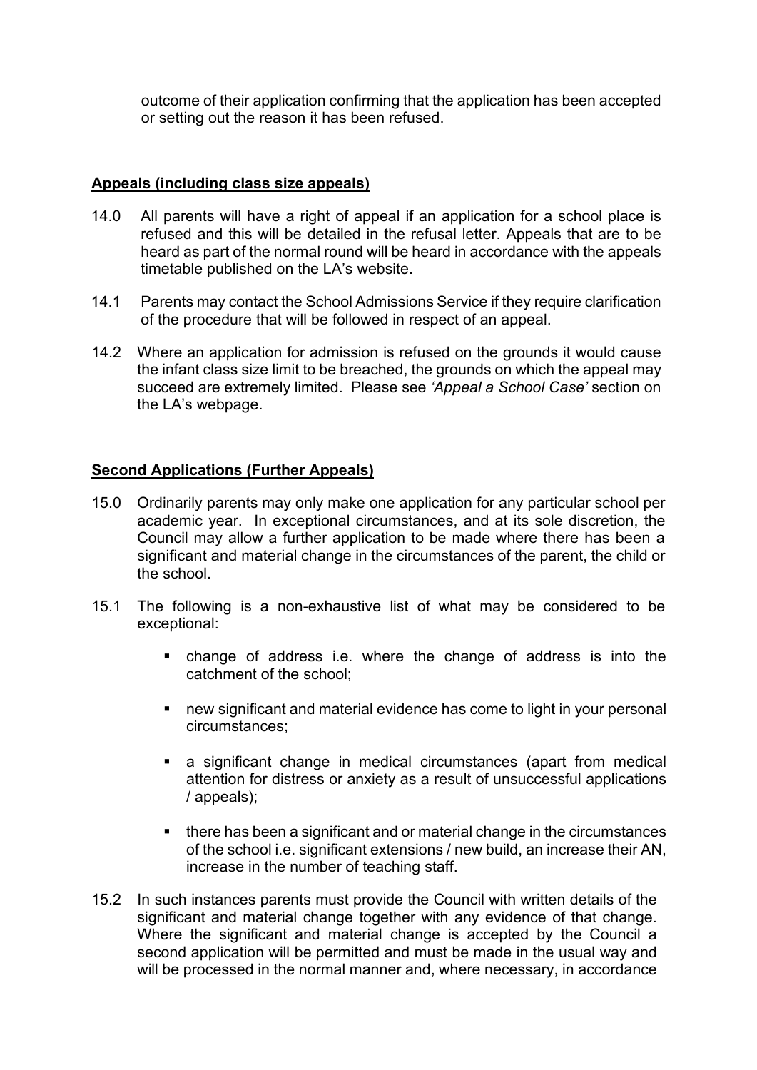outcome of their application confirming that the application has been accepted or setting out the reason it has been refused.

## Appeals (including class size appeals)

14.0 All parents will have a right of appeal if an application for a school place is refused and this will be detailed in the refusal letter. Appeals that are to be heard as part of the normal round will be heard in accordance with the appeals timetable published on the LA's website.

14.1 Parents may contact the School Admissions Service if they require clarification of the procedure that will be followed in respect of an appeal.

14.2 Where an application for admission is refused on the grounds it would cause the infant class size limit to be breached, the grounds on which the appeal may succeed are extremely limited. Please see *'Appeal a School Case'* section on the LA's webpage.

## Second Applications (Further Appeals)

15.0 Ordinarily parents may only make one application for any particular school per academic year. In exceptional circumstances, and at its sole discretion, the Council may allow a further application to be made where there has been a significant and material change in the circumstances of the parent, the child or the school.

15.1 The following is a non-exhaustive list of what may be considered to be exceptional:

- change of address i.e. where the change of address is into the catchment of the school;
- new significant and material evidence has come to light in your personal circumstances;
- a significant change in medical circumstances (apart from medical attention for distress or anxiety as a result of unsuccessful applications / appeals);
- there has been a significant and or material change in the circumstances of the school i.e. significant extensions / new build, an increase their AN, increase in the number of teaching staff.

15.2 In such instances parents must provide the Council with written details of the significant and material change together with any evidence of that change. Where the significant and material change is accepted by the Council a second application will be permitted and must be made in the usual way and will be processed in the normal manner and, where necessary, in accordance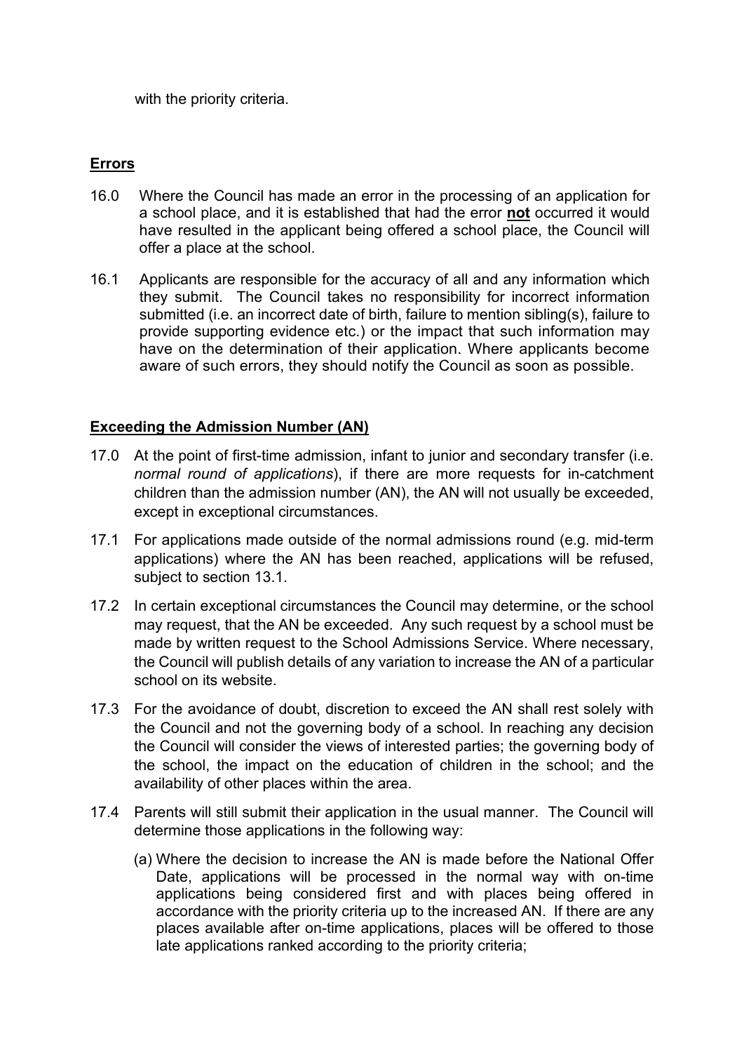with the priority criteria.

## Errors

16.0 Where the Council has made an error in the processing of an application for a school place, and it is established that had the error **not** occurred it would have resulted in the applicant being offered a school place, the Council will offer a place at the school.

16.1 Applicants are responsible for the accuracy of all and any information which they submit. The Council takes no responsibility for incorrect information submitted (i.e. an incorrect date of birth, failure to mention sibling(s), failure to provide supporting evidence etc.) or the impact that such information may have on the determination of their application. Where applicants become aware of such errors, they should notify the Council as soon as possible.

## Exceeding the Admission Number (AN)

17.0 At the point of first-time admission, infant to junior and secondary transfer (i.e. *normal round of applications*), if there are more requests for in-catchment children than the admission number (AN), the AN will not usually be exceeded, except in exceptional circumstances.

17.1 For applications made outside of the normal admissions round (e.g. mid-term applications) where the AN has been reached, applications will be refused, subject to section 13.1.

17.2 In certain exceptional circumstances the Council may determine, or the school may request, that the AN be exceeded. Any such request by a school must be made by written request to the School Admissions Service. Where necessary, the Council will publish details of any variation to increase the AN of a particular school on its website.

17.3 For the avoidance of doubt, discretion to exceed the AN shall rest solely with the Council and not the governing body of a school. In reaching any decision the Council will consider the views of interested parties; the governing body of the school, the impact on the education of children in the school; and the availability of other places within the area.

17.4 Parents will still submit their application in the usual manner. The Council will determine those applications in the following way:

(a) Where the decision to increase the AN is made before the National Offer Date, applications will be processed in the normal way with on-time applications being considered first and with places being offered in accordance with the priority criteria up to the increased AN. If there are any places available after on-time applications, places will be offered to those late applications ranked according to the priority criteria;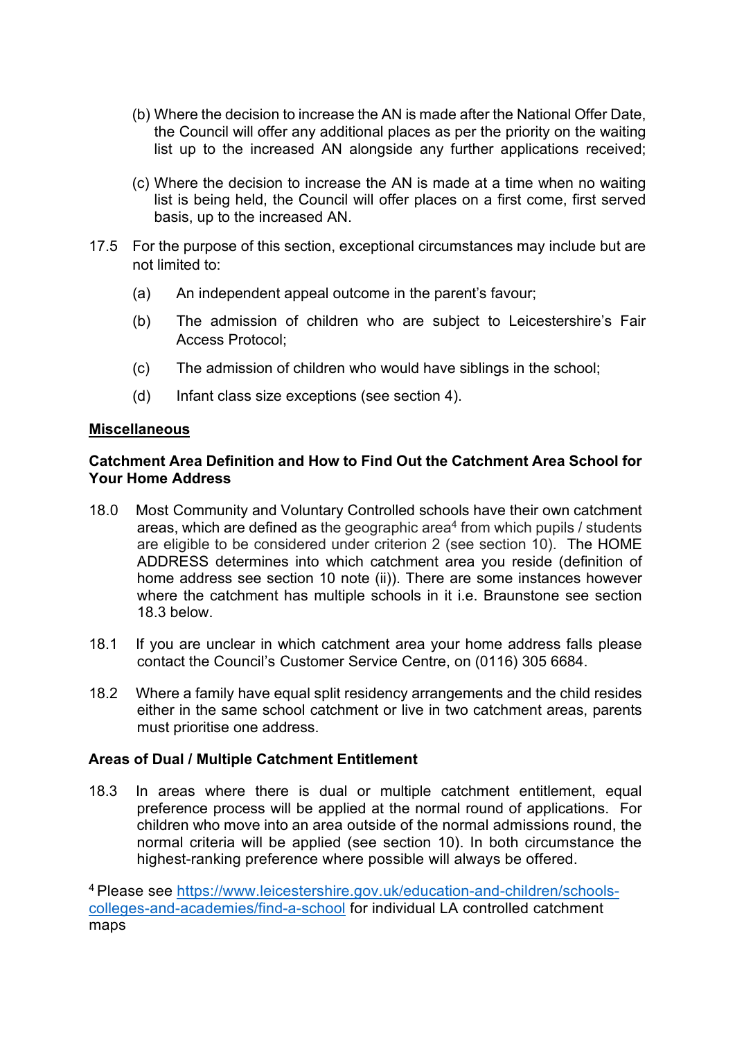(b) Where the decision to increase the AN is made after the National Offer Date, the Council will offer any additional places as per the priority on the waiting list up to the increased AN alongside any further applications received;

(c) Where the decision to increase the AN is made at a time when no waiting list is being held, the Council will offer places on a first come, first served basis, up to the increased AN.

17.5 For the purpose of this section, exceptional circumstances may include but are not limited to:

(a) An independent appeal outcome in the parent's favour;

(b) The admission of children who are subject to Leicestershire's Fair Access Protocol;

(c) The admission of children who would have siblings in the school;

(d) Infant class size exceptions (see section 4).

**Miscellaneous**

**Catchment Area Definition and How to Find Out the Catchment Area School for Your Home Address**

18.0 Most Community and Voluntary Controlled schools have their own catchment areas, which are defined as the geographic area[4] from which pupils / students are eligible to be considered under criterion 2 (see section 10). The HOME ADDRESS determines into which catchment area you reside (definition of home address see section 10 note (ii)). There are some instances however where the catchment has multiple schools in it i.e. Braunstone see section 18.3 below.

18.1 If you are unclear in which catchment area your home address falls please contact the Council's Customer Service Centre, on (0116) 305 6684.

18.2 Where a family have equal split residency arrangements and the child resides either in the same school catchment or live in two catchment areas, parents must prioritise one address.

**Areas of Dual / Multiple Catchment Entitlement**

18.3 In areas where there is dual or multiple catchment entitlement, equal preference process will be applied at the normal round of applications. For children who move into an area outside of the normal admissions round, the normal criteria will be applied (see section 10). In both circumstance the highest-ranking preference where possible will always be offered.

[4] Please see https://www.leicestershire.gov.uk/education-and-children/schools-colleges-and-academies/find-a-school for individual LA controlled catchment maps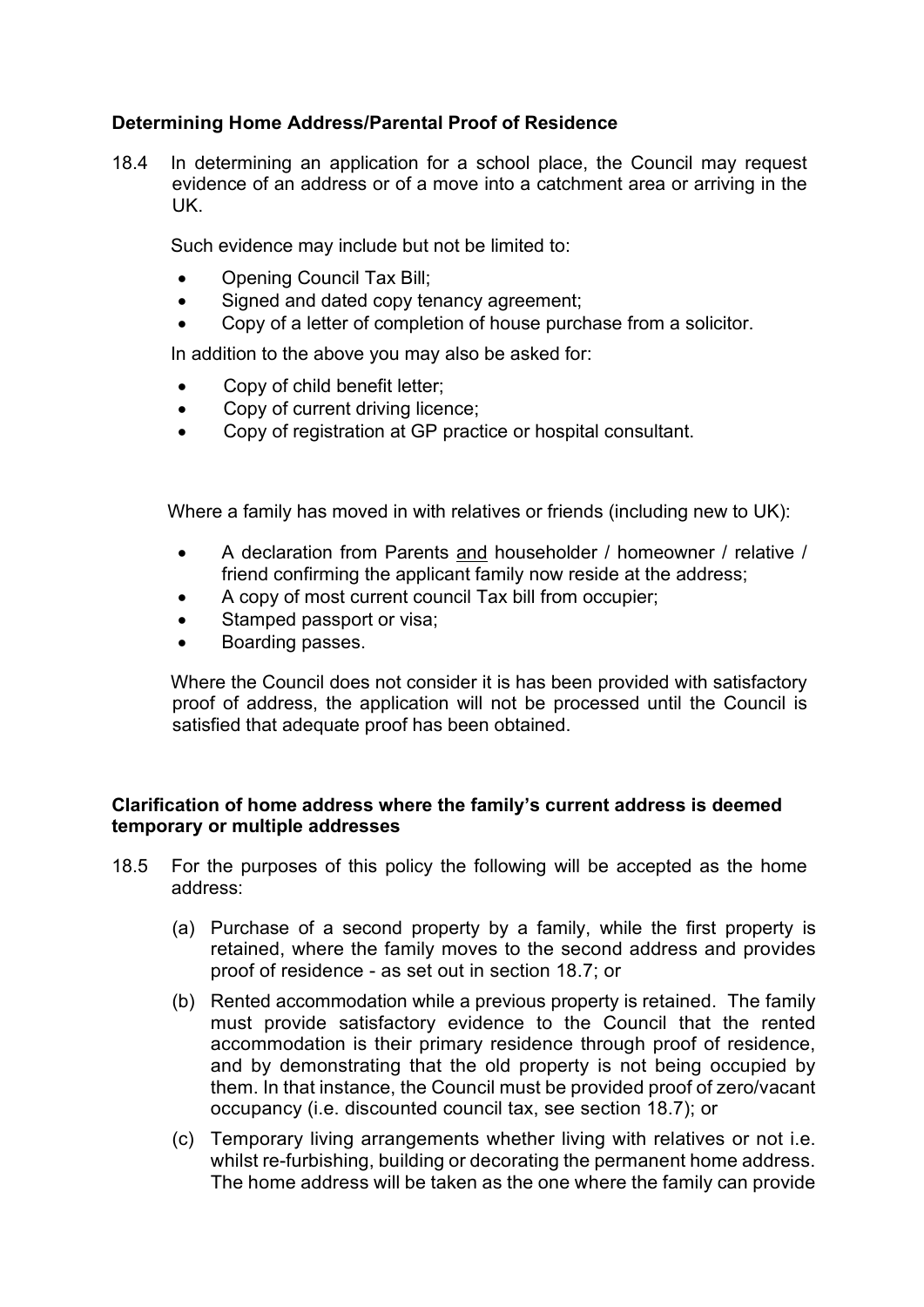**Determining Home Address/Parental Proof of Residence**

18.4 In determining an application for a school place, the Council may request evidence of an address or of a move into a catchment area or arriving in the UK.

Such evidence may include but not be limited to:

- Opening Council Tax Bill;
- Signed and dated copy tenancy agreement;
- Copy of a letter of completion of house purchase from a solicitor.

In addition to the above you may also be asked for:

- Copy of child benefit letter;
- Copy of current driving licence;
- Copy of registration at GP practice or hospital consultant.

Where a family has moved in with relatives or friends (including new to UK):

- A declaration from Parents <u>and</u> householder / homeowner / relative / friend confirming the applicant family now reside at the address;
- A copy of most current council Tax bill from occupier;
- Stamped passport or visa;
- Boarding passes.

Where the Council does not consider it is has been provided with satisfactory proof of address, the application will not be processed until the Council is satisfied that adequate proof has been obtained.

**Clarification of home address where the family's current address is deemed temporary or multiple addresses**

18.5 For the purposes of this policy the following will be accepted as the home address:

(a) Purchase of a second property by a family, while the first property is retained, where the family moves to the second address and provides proof of residence - as set out in section 18.7; or

(b) Rented accommodation while a previous property is retained. The family must provide satisfactory evidence to the Council that the rented accommodation is their primary residence through proof of residence, and by demonstrating that the old property is not being occupied by them. In that instance, the Council must be provided proof of zero/vacant occupancy (i.e. discounted council tax, see section 18.7); or

(c) Temporary living arrangements whether living with relatives or not i.e. whilst re-furbishing, building or decorating the permanent home address. The home address will be taken as the one where the family can provide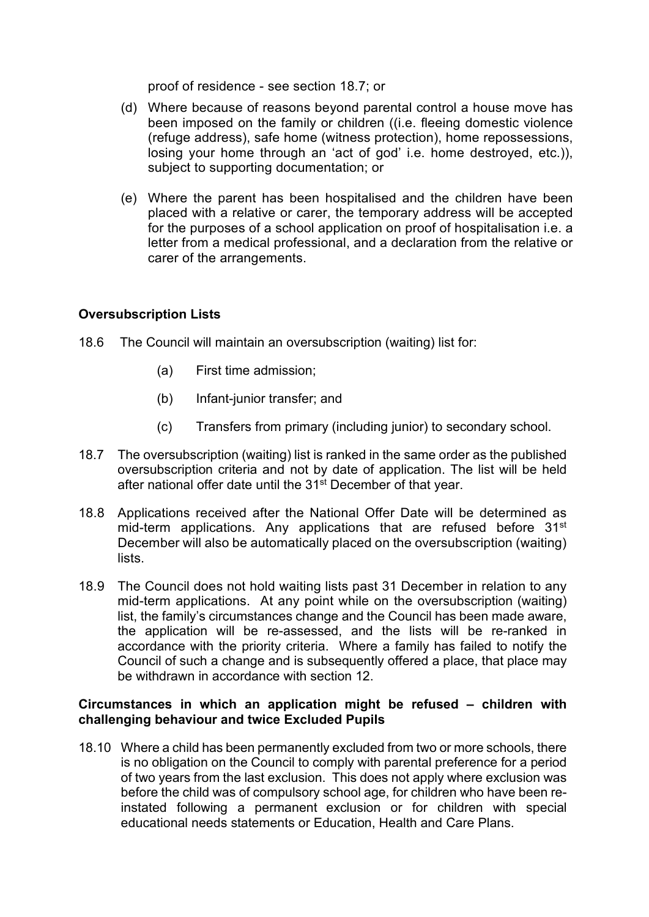proof of residence - see section 18.7; or

(d) Where because of reasons beyond parental control a house move has been imposed on the family or children ((i.e. fleeing domestic violence (refuge address), safe home (witness protection), home repossessions, losing your home through an 'act of god' i.e. home destroyed, etc.)), subject to supporting documentation; or

(e) Where the parent has been hospitalised and the children have been placed with a relative or carer, the temporary address will be accepted for the purposes of a school application on proof of hospitalisation i.e. a letter from a medical professional, and a declaration from the relative or carer of the arrangements.

**Oversubscription Lists**

18.6 The Council will maintain an oversubscription (waiting) list for:

(a) First time admission;

(b) Infant-junior transfer; and

(c) Transfers from primary (including junior) to secondary school.

18.7 The oversubscription (waiting) list is ranked in the same order as the published oversubscription criteria and not by date of application. The list will be held after national offer date until the 31st December of that year.

18.8 Applications received after the National Offer Date will be determined as mid-term applications. Any applications that are refused before 31st December will also be automatically placed on the oversubscription (waiting) lists.

18.9 The Council does not hold waiting lists past 31 December in relation to any mid-term applications. At any point while on the oversubscription (waiting) list, the family's circumstances change and the Council has been made aware, the application will be re-assessed, and the lists will be re-ranked in accordance with the priority criteria. Where a family has failed to notify the Council of such a change and is subsequently offered a place, that place may be withdrawn in accordance with section 12.

**Circumstances in which an application might be refused – children with challenging behaviour and twice Excluded Pupils**

18.10 Where a child has been permanently excluded from two or more schools, there is no obligation on the Council to comply with parental preference for a period of two years from the last exclusion. This does not apply where exclusion was before the child was of compulsory school age, for children who have been re-instated following a permanent exclusion or for children with special educational needs statements or Education, Health and Care Plans.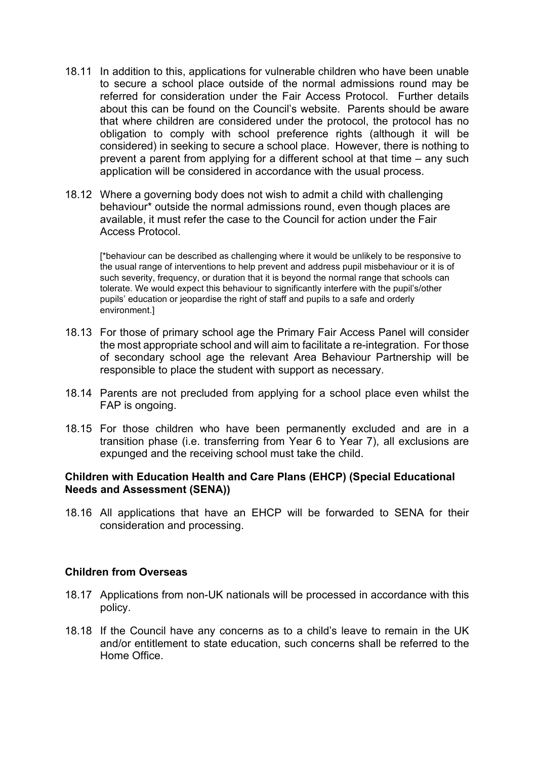18.11 In addition to this, applications for vulnerable children who have been unable to secure a school place outside of the normal admissions round may be referred for consideration under the Fair Access Protocol. Further details about this can be found on the Council's website. Parents should be aware that where children are considered under the protocol, the protocol has no obligation to comply with school preference rights (although it will be considered) in seeking to secure a school place. However, there is nothing to prevent a parent from applying for a different school at that time – any such application will be considered in accordance with the usual process.

18.12 Where a governing body does not wish to admit a child with challenging behaviour* outside the normal admissions round, even though places are available, it must refer the case to the Council for action under the Fair Access Protocol.

> [*behaviour can be described as challenging where it would be unlikely to be responsive to the usual range of interventions to help prevent and address pupil misbehaviour or it is of such severity, frequency, or duration that it is beyond the normal range that schools can tolerate. We would expect this behaviour to significantly interfere with the pupil's/other pupils' education or jeopardise the right of staff and pupils to a safe and orderly environment.]

18.13 For those of primary school age the Primary Fair Access Panel will consider the most appropriate school and will aim to facilitate a re-integration. For those of secondary school age the relevant Area Behaviour Partnership will be responsible to place the student with support as necessary.

18.14 Parents are not precluded from applying for a school place even whilst the FAP is ongoing.

18.15 For those children who have been permanently excluded and are in a transition phase (i.e. transferring from Year 6 to Year 7), all exclusions are expunged and the receiving school must take the child.

**Children with Education Health and Care Plans (EHCP) (Special Educational Needs and Assessment (SENA))**

18.16 All applications that have an EHCP will be forwarded to SENA for their consideration and processing.

**Children from Overseas**

18.17 Applications from non-UK nationals will be processed in accordance with this policy.

18.18 If the Council have any concerns as to a child's leave to remain in the UK and/or entitlement to state education, such concerns shall be referred to the Home Office.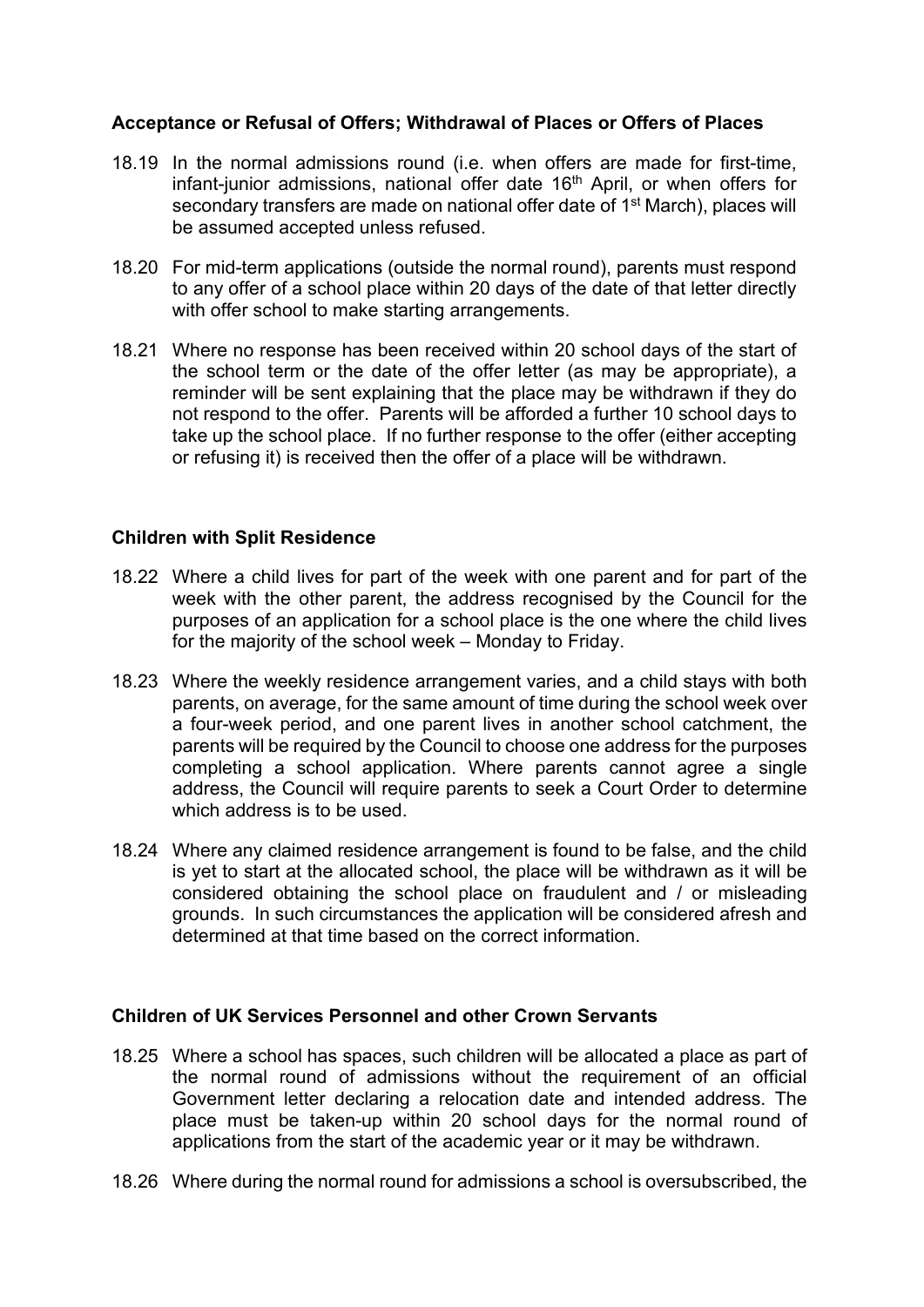### Acceptance or Refusal of Offers; Withdrawal of Places or Offers of Places

18.19 In the normal admissions round (i.e. when offers are made for first-time, infant-junior admissions, national offer date 16th April, or when offers for secondary transfers are made on national offer date of 1st March), places will be assumed accepted unless refused.

18.20 For mid-term applications (outside the normal round), parents must respond to any offer of a school place within 20 days of the date of that letter directly with offer school to make starting arrangements.

18.21 Where no response has been received within 20 school days of the start of the school term or the date of the offer letter (as may be appropriate), a reminder will be sent explaining that the place may be withdrawn if they do not respond to the offer. Parents will be afforded a further 10 school days to take up the school place. If no further response to the offer (either accepting or refusing it) is received then the offer of a place will be withdrawn.

### Children with Split Residence

18.22 Where a child lives for part of the week with one parent and for part of the week with the other parent, the address recognised by the Council for the purposes of an application for a school place is the one where the child lives for the majority of the school week – Monday to Friday.

18.23 Where the weekly residence arrangement varies, and a child stays with both parents, on average, for the same amount of time during the school week over a four-week period, and one parent lives in another school catchment, the parents will be required by the Council to choose one address for the purposes completing a school application. Where parents cannot agree a single address, the Council will require parents to seek a Court Order to determine which address is to be used.

18.24 Where any claimed residence arrangement is found to be false, and the child is yet to start at the allocated school, the place will be withdrawn as it will be considered obtaining the school place on fraudulent and / or misleading grounds. In such circumstances the application will be considered afresh and determined at that time based on the correct information.

### Children of UK Services Personnel and other Crown Servants

18.25 Where a school has spaces, such children will be allocated a place as part of the normal round of admissions without the requirement of an official Government letter declaring a relocation date and intended address. The place must be taken-up within 20 school days for the normal round of applications from the start of the academic year or it may be withdrawn.

18.26 Where during the normal round for admissions a school is oversubscribed, the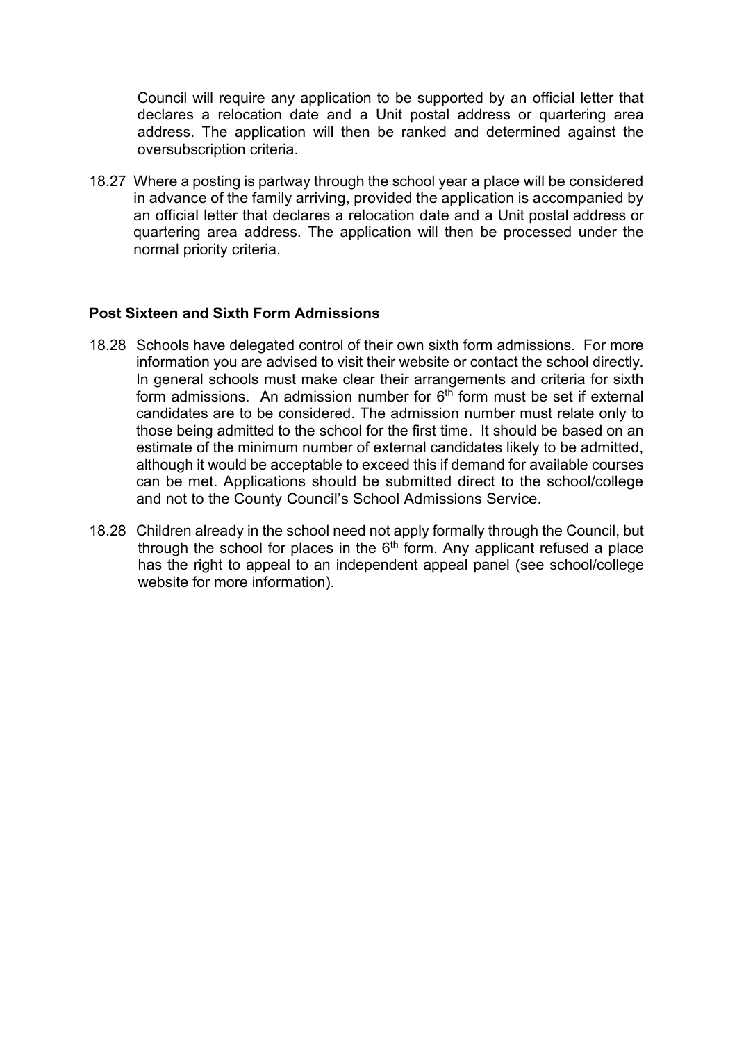Council will require any application to be supported by an official letter that declares a relocation date and a Unit postal address or quartering area address. The application will then be ranked and determined against the oversubscription criteria.

18.27 Where a posting is partway through the school year a place will be considered in advance of the family arriving, provided the application is accompanied by an official letter that declares a relocation date and a Unit postal address or quartering area address. The application will then be processed under the normal priority criteria.

**Post Sixteen and Sixth Form Admissions**

18.28 Schools have delegated control of their own sixth form admissions. For more information you are advised to visit their website or contact the school directly. In general schools must make clear their arrangements and criteria for sixth form admissions. An admission number for 6th form must be set if external candidates are to be considered. The admission number must relate only to those being admitted to the school for the first time. It should be based on an estimate of the minimum number of external candidates likely to be admitted, although it would be acceptable to exceed this if demand for available courses can be met. Applications should be submitted direct to the school/college and not to the County Council's School Admissions Service.

18.28 Children already in the school need not apply formally through the Council, but through the school for places in the 6th form. Any applicant refused a place has the right to appeal to an independent appeal panel (see school/college website for more information).